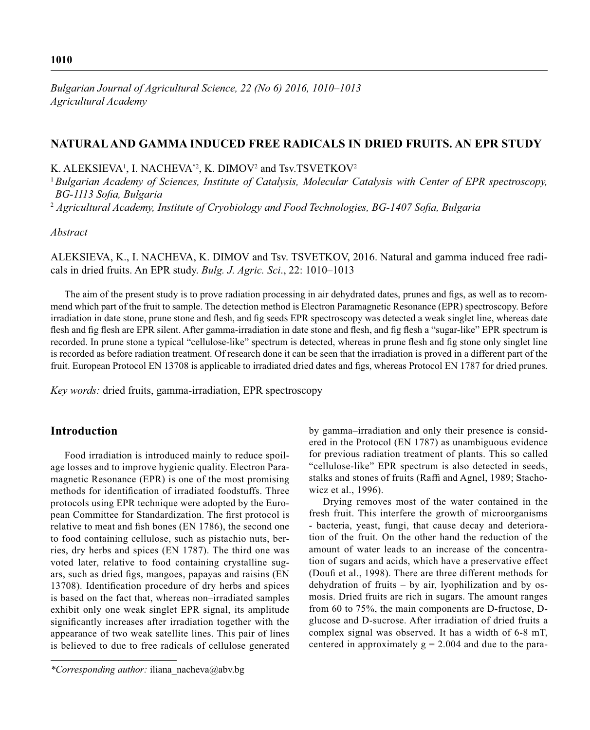*Bulgarian Journal of Agricultural Science, 22 (No 6) 2016, 1010–1013*
*Agricultural Academy*

# NATURAL AND GAMMA INDUCED FREE RADICALS IN DRIED FRUITS. AN EPR STUDY

K. ALEKSIEVA[1], I. NACHEVA*[2], K. DIMOV[2] and Tsv.TSVETKOV[2]

[1] *Bulgarian Academy of Sciences, Institute of Catalysis, Molecular Catalysis with Center of EPR spectroscopy, BG-1113 Sofia, Bulgaria*

[2] *Agricultural Academy, Institute of Cryobiology and Food Technologies, BG-1407 Sofia, Bulgaria*

*Abstract*

ALEKSIEVA, K., I. NACHEVA, K. DIMOV and Tsv. TSVETKOV, 2016. Natural and gamma induced free radicals in dried fruits. An EPR study. *Bulg. J. Agric. Sci*., 22: 1010–1013

The aim of the present study is to prove radiation processing in air dehydrated dates, prunes and figs, as well as to recommend which part of the fruit to sample. The detection method is Electron Paramagnetic Resonance (EPR) spectroscopy. Before irradiation in date stone, prune stone and flesh, and fig seeds EPR spectroscopy was detected a weak singlet line, whereas date flesh and fig flesh are EPR silent. After gamma-irradiation in date stone and flesh, and fig flesh a "sugar-like" EPR spectrum is recorded. In prune stone a typical "cellulose-like" spectrum is detected, whereas in prune flesh and fig stone only singlet line is recorded as before radiation treatment. Of research done it can be seen that the irradiation is proved in a different part of the fruit. European Protocol EN 13708 is applicable to irradiated dried dates and figs, whereas Protocol EN 1787 for dried prunes.

*Key words:* dried fruits, gamma-irradiation, EPR spectroscopy

## Introduction

Food irradiation is introduced mainly to reduce spoilage losses and to improve hygienic quality. Electron Paramagnetic Resonance (EPR) is one of the most promising methods for identification of irradiated foodstuffs. Three protocols using EPR technique were adopted by the European Committee for Standardization. The first protocol is relative to meat and fish bones (EN 1786), the second one to food containing cellulose, such as pistachio nuts, berries, dry herbs and spices (EN 1787). The third one was voted later, relative to food containing crystalline sugars, such as dried figs, mangoes, papayas and raisins (EN 13708). Identification procedure of dry herbs and spices is based on the fact that, whereas non–irradiated samples exhibit only one weak singlet EPR signal, its amplitude significantly increases after irradiation together with the appearance of two weak satellite lines. This pair of lines is believed to due to free radicals of cellulose generated by gamma–irradiation and only their presence is considered in the Protocol (EN 1787) as unambiguous evidence for previous radiation treatment of plants. This so called "cellulose-like" EPR spectrum is also detected in seeds, stalks and stones of fruits (Raffi and Agnel, 1989; Stachowicz et al., 1996).

Drying removes most of the water contained in the fresh fruit. This interfere the growth of microorganisms - bacteria, yeast, fungi, that cause decay and deterioration of the fruit. On the other hand the reduction of the amount of water leads to an increase of the concentration of sugars and acids, which have a preservative effect (Doufi et al., 1998). There are three different methods for dehydration of fruits – by air, lyophilization and by osmosis. Dried fruits are rich in sugars. The amount ranges from 60 to 75%, the main components are D-fructose, D-glucose and D-sucrose. After irradiation of dried fruits a complex signal was observed. It has a width of 6-8 mT, centered in approximately $g = 2.004$ and due to the para-

*Corresponding author:* iliana_nacheva@abv.bg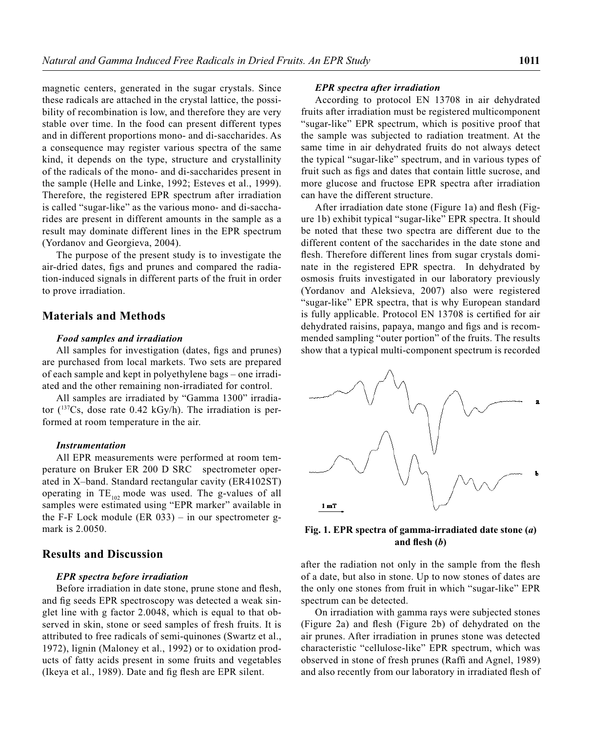magnetic centers, generated in the sugar crystals. Since these radicals are attached in the crystal lattice, the possibility of recombination is low, and therefore they are very stable over time. In the food can present different types and in different proportions mono- and di-saccharides. As a consequence may register various spectra of the same kind, it depends on the type, structure and crystallinity of the radicals of the mono- and di-saccharides present in the sample (Helle and Linke, 1992; Esteves et al., 1999). Therefore, the registered EPR spectrum after irradiation is called "sugar-like" as the various mono- and di-saccharides are present in different amounts in the sample as a result may dominate different lines in the EPR spectrum (Yordanov and Georgieva, 2004).

The purpose of the present study is to investigate the air-dried dates, figs and prunes and compared the radiation-induced signals in different parts of the fruit in order to prove irradiation.

## Materials and Methods

### *Food samples and irradiation*

All samples for investigation (dates, figs and prunes) are purchased from local markets. Two sets are prepared of each sample and kept in polyethylene bags – one irradiated and the other remaining non-irradiated for control.

All samples are irradiated by "Gamma 1300" irradiator ($^{137}Cs$, dose rate 0.42 kGy/h). The irradiation is performed at room temperature in the air.

### *Instrumentation*

All EPR measurements were performed at room temperature on Bruker ER 200 D SRC spectrometer operated in X–band. Standard rectangular cavity (ER4102ST) operating in $TE_{102}$ mode was used. The g-values of all samples were estimated using "EPR marker" available in the F-F Lock module (ER 033) – in our spectrometer g-mark is 2.0050.

## Results and Discussion

### *EPR spectra before irradiation*

Before irradiation in date stone, prune stone and flesh, and fig seeds EPR spectroscopy was detected a weak singlet line with g factor 2.0048, which is equal to that observed in skin, stone or seed samples of fresh fruits. It is attributed to free radicals of semi-quinones (Swartz et al., 1972), lignin (Maloney et al., 1992) or to oxidation products of fatty acids present in some fruits and vegetables (Ikeya et al., 1989). Date and fig flesh are EPR silent.

### *EPR spectra after irradiation*

According to protocol EN 13708 in air dehydrated fruits after irradiation must be registered multicomponent "sugar-like" EPR spectrum, which is positive proof that the sample was subjected to radiation treatment. At the same time in air dehydrated fruits do not always detect the typical "sugar-like" spectrum, and in various types of fruit such as figs and dates that contain little sucrose, and more glucose and fructose EPR spectra after irradiation can have the different structure.

After irradiation date stone (Figure 1a) and flesh (Figure 1b) exhibit typical "sugar-like" EPR spectra. It should be noted that these two spectra are different due to the different content of the saccharides in the date stone and flesh. Therefore different lines from sugar crystals dominate in the registered EPR spectra. In dehydrated by osmosis fruits investigated in our laboratory previously (Yordanov and Aleksieva, 2007) also were registered "sugar-like" EPR spectra, that is why European standard is fully applicable. Protocol EN 13708 is certified for air dehydrated raisins, papaya, mango and figs and is recommended sampling "outer portion" of the fruits. The results show that a typical multi-component spectrum is recorded after the radiation not only in the sample from the flesh of a date, but also in stone. Up to now stones of dates are the only one stones from fruit in which "sugar-like" EPR spectrum can be detected.

**Fig. 1. EPR spectra of gamma-irradiated date stone (*a*) and flesh (*b*)**

On irradiation with gamma rays were subjected stones (Figure 2a) and flesh (Figure 2b) of dehydrated on the air prunes. After irradiation in prunes stone was detected characteristic "cellulose-like" EPR spectrum, which was observed in stone of fresh prunes (Raffi and Agnel, 1989) and also recently from our laboratory in irradiated flesh of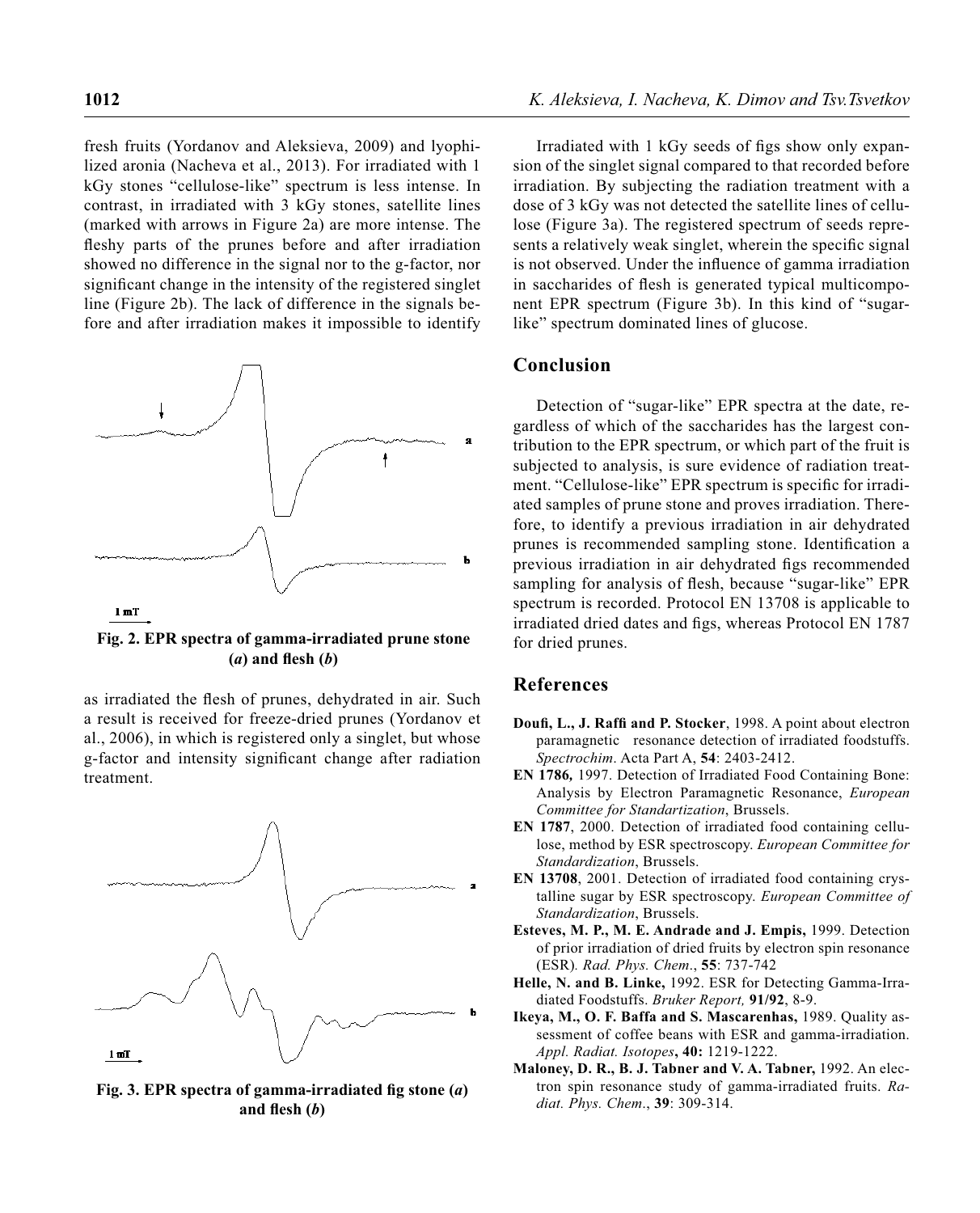fresh fruits (Yordanov and Aleksieva, 2009) and lyophilized aronia (Nacheva et al., 2013). For irradiated with 1 kGy stones "cellulose-like" spectrum is less intense. In contrast, in irradiated with 3 kGy stones, satellite lines (marked with arrows in Figure 2a) are more intense. The fleshy parts of the prunes before and after irradiation showed no difference in the signal nor to the g-factor, nor significant change in the intensity of the registered singlet line (Figure 2b). The lack of difference in the signals before and after irradiation makes it impossible to identify as irradiated the flesh of prunes, dehydrated in air. Such a result is received for freeze-dried prunes (Yordanov et al., 2006), in which is registered only a singlet, but whose g-factor and intensity significant change after radiation treatment.

**Fig. 2. EPR spectra of gamma-irradiated prune stone (*a*) and flesh (*b*)**

**Fig. 3. EPR spectra of gamma-irradiated fig stone (*a*) and flesh (*b*)**

Irradiated with 1 kGy seeds of figs show only expansion of the singlet signal compared to that recorded before irradiation. By subjecting the radiation treatment with a dose of 3 kGy was not detected the satellite lines of cellulose (Figure 3a). The registered spectrum of seeds represents a relatively weak singlet, wherein the specific signal is not observed. Under the influence of gamma irradiation in saccharides of flesh is generated typical multicomponent EPR spectrum (Figure 3b). In this kind of "sugar-like" spectrum dominated lines of glucose.

## Conclusion

Detection of "sugar-like" EPR spectra at the date, regardless of which of the saccharides has the largest contribution to the EPR spectrum, or which part of the fruit is subjected to analysis, is sure evidence of radiation treatment. "Cellulose-like" EPR spectrum is specific for irradiated samples of prune stone and proves irradiation. Therefore, to identify a previous irradiation in air dehydrated prunes is recommended sampling stone. Identification a previous irradiation in air dehydrated figs recommended sampling for analysis of flesh, because "sugar-like" EPR spectrum is recorded. Protocol EN 13708 is applicable to irradiated dried dates and figs, whereas Protocol EN 1787 for dried prunes.

## References

**Doufi, L., J. Raffi and P. Stocker**, 1998. A point about electron paramagnetic resonance detection of irradiated foodstuffs. *Spectrochim*. Acta Part A, **54**: 2403-2412.

**EN 1786,** 1997. Detection of Irradiated Food Containing Bone: Analysis by Electron Paramagnetic Resonance, *European Committee for Standartization*, Brussels.

**EN 1787**, 2000. Detection of irradiated food containing cellulose, method by ESR spectroscopy. *European Committee for Standardization*, Brussels.

**EN 13708**, 2001. Detection of irradiated food containing crystalline sugar by ESR spectroscopy. *European Committee of Standardization*, Brussels.

**Esteves, M. P., M. E. Andrade and J. Empis,** 1999. Detection of prior irradiation of dried fruits by electron spin resonance (ESR). *Rad. Phys. Chem*., **55**: 737-742

**Helle, N. and B. Linke,** 1992. ESR for Detecting Gamma-Irradiated Foodstuffs. *Bruker Report,* **91/92**, 8-9.

**Ikeya, M., O. F. Baffa and S. Mascarenhas,** 1989. Quality assessment of coffee beans with ESR and gamma-irradiation. *Appl. Radiat. Isotopes*, **40:** 1219-1222.

**Maloney, D. R., B. J. Tabner and V. A. Tabner,** 1992. An electron spin resonance study of gamma-irradiated fruits. *Radiat. Phys. Chem*., **39**: 309-314.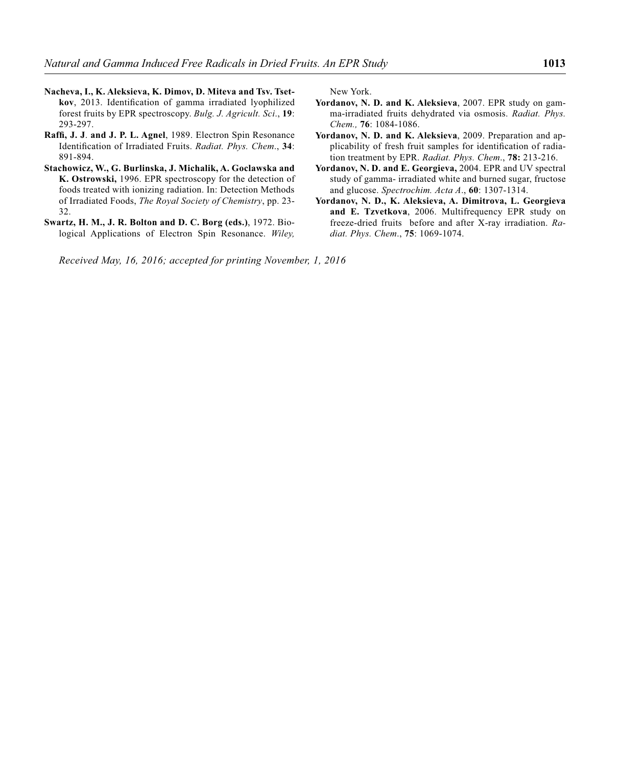**Nacheva, I., K. Aleksieva, K. Dimov, D. Miteva and Tsv. Tsetkov**, 2013. Identification of gamma irradiated lyophilized forest fruits by EPR spectroscopy. *Bulg. J. Agricult. Sci*., **19**: 293-297.

**Raffi, J. J**. **and J. P. L. Agnel**, 1989. Electron Spin Resonance Identification of Irradiated Fruits. *Radiat. Phys. Chem*., **34**: 891-894.

**Stachowicz, W., G. Burlinska, J. Michalik, A. Goclawska and K. Ostrowski,** 1996. EPR spectroscopy for the detection of foods treated with ionizing radiation. In: Detection Methods of Irradiated Foods, *The Royal Society of Chemistry*, pp. 23-32.

**Swartz, H. M., J. R. Bolton and D. C. Borg (eds.)**, 1972. Biological Applications of Electron Spin Resonance. *Wiley,* New York.

**Yordanov, N. D. and K. Aleksieva**, 2007. EPR study on gamma-irradiated fruits dehydrated via osmosis. *Radiat. Phys. Chem.,* **76**: 1084-1086.

**Yordanov, N. D. and K. Aleksieva**, 2009. Preparation and applicability of fresh fruit samples for identification of radiation treatment by EPR. *Radiat. Phys. Chem*., **78:** 213-216.

**Yordanov, N. D. and E. Georgieva,** 2004. EPR and UV spectral study of gamma- irradiated white and burned sugar, fructose and glucose. *Spectrochim. Acta A*., **60**: 1307-1314.

**Yordanov, N. D., K. Aleksieva, A. Dimitrova, L. Georgieva and E. Tzvetkova**, 2006. Multifrequency EPR study on freeze-dried fruits before and after X-ray irradiation. *Radiat. Phys. Chem*., **75**: 1069-1074.

*Received May, 16, 2016; accepted for printing November, 1, 2016*